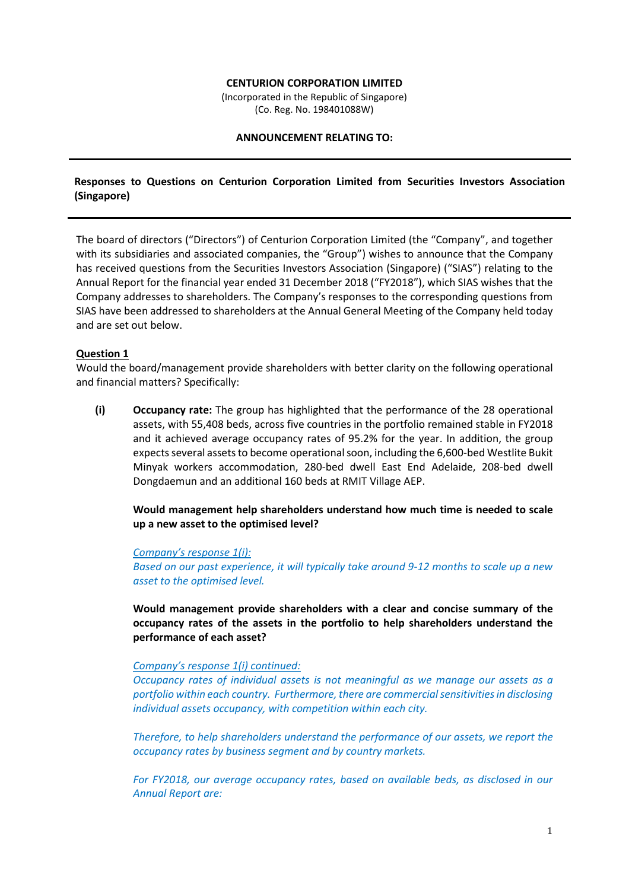**CENTURION CORPORATION LIMITED**

(Incorporated in the Republic of Singapore)
(Co. Reg. No. 198401088W)

**ANNOUNCEMENT RELATING TO:**

---

**Responses to Questions on Centurion Corporation Limited from Securities Investors Association (Singapore)**

---

The board of directors ("Directors") of Centurion Corporation Limited (the "Company", and together with its subsidiaries and associated companies, the "Group") wishes to announce that the Company has received questions from the Securities Investors Association (Singapore) ("SIAS") relating to the Annual Report for the financial year ended 31 December 2018 ("FY2018"), which SIAS wishes that the Company addresses to shareholders. The Company's responses to the corresponding questions from SIAS have been addressed to shareholders at the Annual General Meeting of the Company held today and are set out below.

**Question 1**

Would the board/management provide shareholders with better clarity on the following operational and financial matters? Specifically:

**(i)** **Occupancy rate:** The group has highlighted that the performance of the 28 operational assets, with 55,408 beds, across five countries in the portfolio remained stable in FY2018 and it achieved average occupancy rates of 95.2% for the year. In addition, the group expects several assets to become operational soon, including the 6,600-bed Westlite Bukit Minyak workers accommodation, 280-bed dwell East End Adelaide, 208-bed dwell Dongdaemun and an additional 160 beds at RMIT Village AEP.

**Would management help shareholders understand how much time is needed to scale up a new asset to the optimised level?**

*Company's response 1(i):*
*Based on our past experience, it will typically take around 9-12 months to scale up a new asset to the optimised level.*

**Would management provide shareholders with a clear and concise summary of the occupancy rates of the assets in the portfolio to help shareholders understand the performance of each asset?**

*Company's response 1(i) continued:*
*Occupancy rates of individual assets is not meaningful as we manage our assets as a portfolio within each country. Furthermore, there are commercial sensitivities in disclosing individual assets occupancy, with competition within each city.*

*Therefore, to help shareholders understand the performance of our assets, we report the occupancy rates by business segment and by country markets.*

*For FY2018, our average occupancy rates, based on available beds, as disclosed in our Annual Report are:*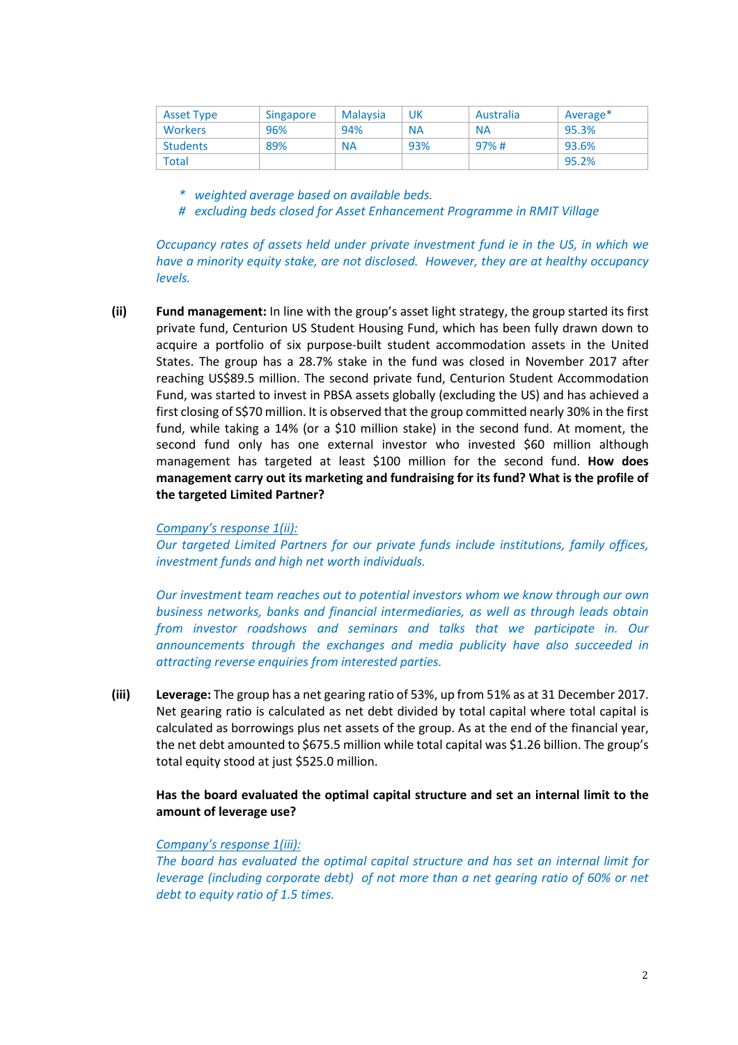| Asset Type | Singapore | Malaysia | UK | Australia | Average* |
|---|---|---|---|---|---|
| Workers | 96% | 94% | NA | NA | 95.3% |
| Students | 89% | NA | 93% | 97% # | 93.6% |
| Total | | | | | 95.2% |

*\* weighted average based on available beds.*
*# excluding beds closed for Asset Enhancement Programme in RMIT Village*

*Occupancy rates of assets held under private investment fund ie in the US, in which we have a minority equity stake, are not disclosed. However, they are at healthy occupancy levels.*

**(ii)** **Fund management:** In line with the group's asset light strategy, the group started its first private fund, Centurion US Student Housing Fund, which has been fully drawn down to acquire a portfolio of six purpose-built student accommodation assets in the United States. The group has a 28.7% stake in the fund was closed in November 2017 after reaching US$89.5 million. The second private fund, Centurion Student Accommodation Fund, was started to invest in PBSA assets globally (excluding the US) and has achieved a first closing of S$70 million. It is observed that the group committed nearly 30% in the first fund, while taking a 14% (or a $10 million stake) in the second fund. At moment, the second fund only has one external investor who invested $60 million although management has targeted at least $100 million for the second fund. **How does management carry out its marketing and fundraising for its fund? What is the profile of the targeted Limited Partner?**

*<u>Company's response 1(ii):</u>*
*Our targeted Limited Partners for our private funds include institutions, family offices, investment funds and high net worth individuals.*

*Our investment team reaches out to potential investors whom we know through our own business networks, banks and financial intermediaries, as well as through leads obtain from investor roadshows and seminars and talks that we participate in. Our announcements through the exchanges and media publicity have also succeeded in attracting reverse enquiries from interested parties.*

**(iii)** **Leverage:** The group has a net gearing ratio of 53%, up from 51% as at 31 December 2017. Net gearing ratio is calculated as net debt divided by total capital where total capital is calculated as borrowings plus net assets of the group. As at the end of the financial year, the net debt amounted to $675.5 million while total capital was $1.26 billion. The group's total equity stood at just $525.0 million.

**Has the board evaluated the optimal capital structure and set an internal limit to the amount of leverage use?**

*<u>Company's response 1(iii):</u>*
*The board has evaluated the optimal capital structure and has set an internal limit for leverage (including corporate debt) of not more than a net gearing ratio of 60% or net debt to equity ratio of 1.5 times.*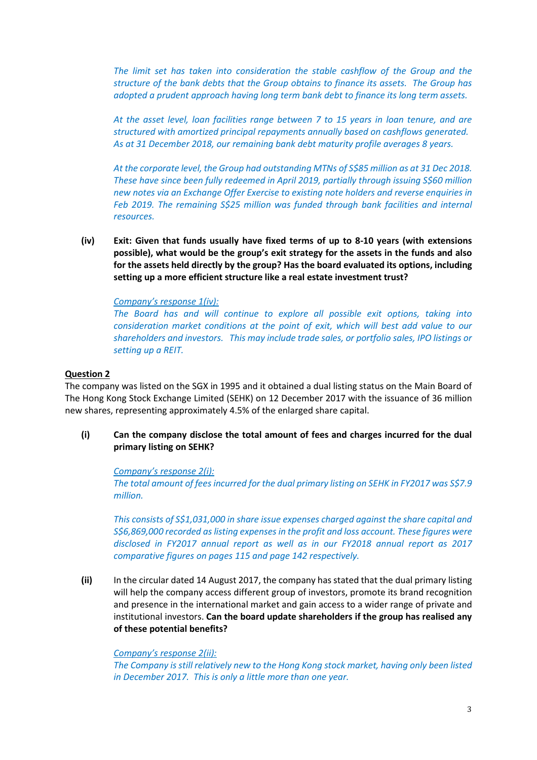*The limit set has taken into consideration the stable cashflow of the Group and the structure of the bank debts that the Group obtains to finance its assets. The Group has adopted a prudent approach having long term bank debt to finance its long term assets.*

*At the asset level, loan facilities range between 7 to 15 years in loan tenure, and are structured with amortized principal repayments annually based on cashflows generated. As at 31 December 2018, our remaining bank debt maturity profile averages 8 years.*

*At the corporate level, the Group had outstanding MTNs of S$85 million as at 31 Dec 2018. These have since been fully redeemed in April 2019, partially through issuing S$60 million new notes via an Exchange Offer Exercise to existing note holders and reverse enquiries in Feb 2019. The remaining S$25 million was funded through bank facilities and internal resources.*

**(iv) Exit: Given that funds usually have fixed terms of up to 8-10 years (with extensions possible), what would be the group's exit strategy for the assets in the funds and also for the assets held directly by the group? Has the board evaluated its options, including setting up a more efficient structure like a real estate investment trust?**

*Company's response 1(iv):*
*The Board has and will continue to explore all possible exit options, taking into consideration market conditions at the point of exit, which will best add value to our shareholders and investors. This may include trade sales, or portfolio sales, IPO listings or setting up a REIT.*

**Question 2**

The company was listed on the SGX in 1995 and it obtained a dual listing status on the Main Board of The Hong Kong Stock Exchange Limited (SEHK) on 12 December 2017 with the issuance of 36 million new shares, representing approximately 4.5% of the enlarged share capital.

**(i) Can the company disclose the total amount of fees and charges incurred for the dual primary listing on SEHK?**

*Company's response 2(i):*
*The total amount of fees incurred for the dual primary listing on SEHK in FY2017 was S$7.9 million.*

*This consists of S$1,031,000 in share issue expenses charged against the share capital and S$6,869,000 recorded as listing expenses in the profit and loss account. These figures were disclosed in FY2017 annual report as well as in our FY2018 annual report as 2017 comparative figures on pages 115 and page 142 respectively.*

**(ii)** In the circular dated 14 August 2017, the company has stated that the dual primary listing will help the company access different group of investors, promote its brand recognition and presence in the international market and gain access to a wider range of private and institutional investors. **Can the board update shareholders if the group has realised any of these potential benefits?**

*Company's response 2(ii):*
*The Company is still relatively new to the Hong Kong stock market, having only been listed in December 2017. This is only a little more than one year.*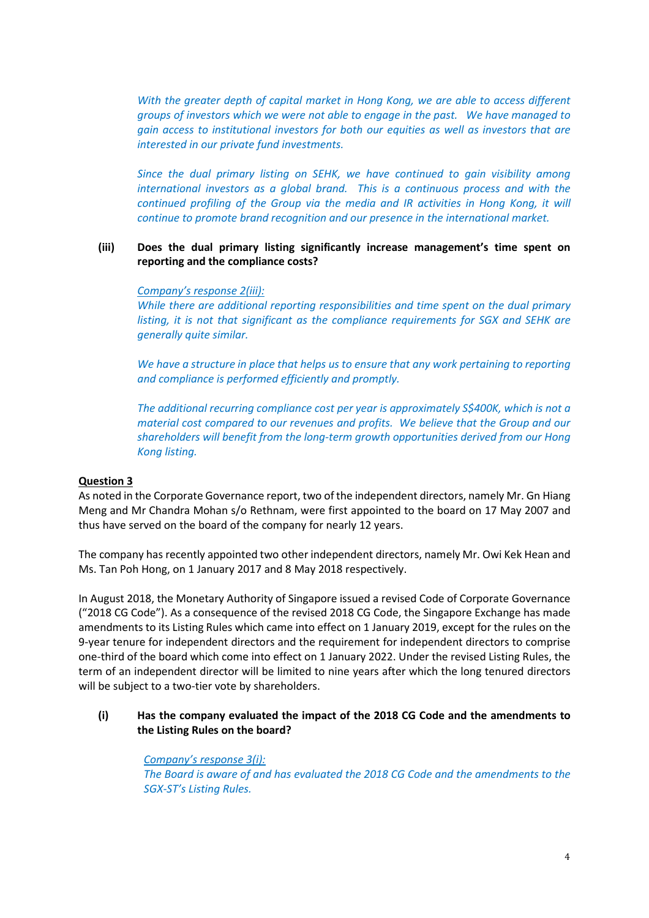*With the greater depth of capital market in Hong Kong, we are able to access different groups of investors which we were not able to engage in the past. We have managed to gain access to institutional investors for both our equities as well as investors that are interested in our private fund investments.*

*Since the dual primary listing on SEHK, we have continued to gain visibility among international investors as a global brand. This is a continuous process and with the continued profiling of the Group via the media and IR activities in Hong Kong, it will continue to promote brand recognition and our presence in the international market.*

**(iii) Does the dual primary listing significantly increase management's time spent on reporting and the compliance costs?**

*Company's response 2(iii):*
*While there are additional reporting responsibilities and time spent on the dual primary listing, it is not that significant as the compliance requirements for SGX and SEHK are generally quite similar.*

*We have a structure in place that helps us to ensure that any work pertaining to reporting and compliance is performed efficiently and promptly.*

*The additional recurring compliance cost per year is approximately S$400K, which is not a material cost compared to our revenues and profits. We believe that the Group and our shareholders will benefit from the long-term growth opportunities derived from our Hong Kong listing.*

**Question 3**

As noted in the Corporate Governance report, two of the independent directors, namely Mr. Gn Hiang Meng and Mr Chandra Mohan s/o Rethnam, were first appointed to the board on 17 May 2007 and thus have served on the board of the company for nearly 12 years.

The company has recently appointed two other independent directors, namely Mr. Owi Kek Hean and Ms. Tan Poh Hong, on 1 January 2017 and 8 May 2018 respectively.

In August 2018, the Monetary Authority of Singapore issued a revised Code of Corporate Governance ("2018 CG Code"). As a consequence of the revised 2018 CG Code, the Singapore Exchange has made amendments to its Listing Rules which came into effect on 1 January 2019, except for the rules on the 9-year tenure for independent directors and the requirement for independent directors to comprise one-third of the board which come into effect on 1 January 2022. Under the revised Listing Rules, the term of an independent director will be limited to nine years after which the long tenured directors will be subject to a two-tier vote by shareholders.

**(i) Has the company evaluated the impact of the 2018 CG Code and the amendments to the Listing Rules on the board?**

*Company's response 3(i):*
*The Board is aware of and has evaluated the 2018 CG Code and the amendments to the SGX-ST's Listing Rules.*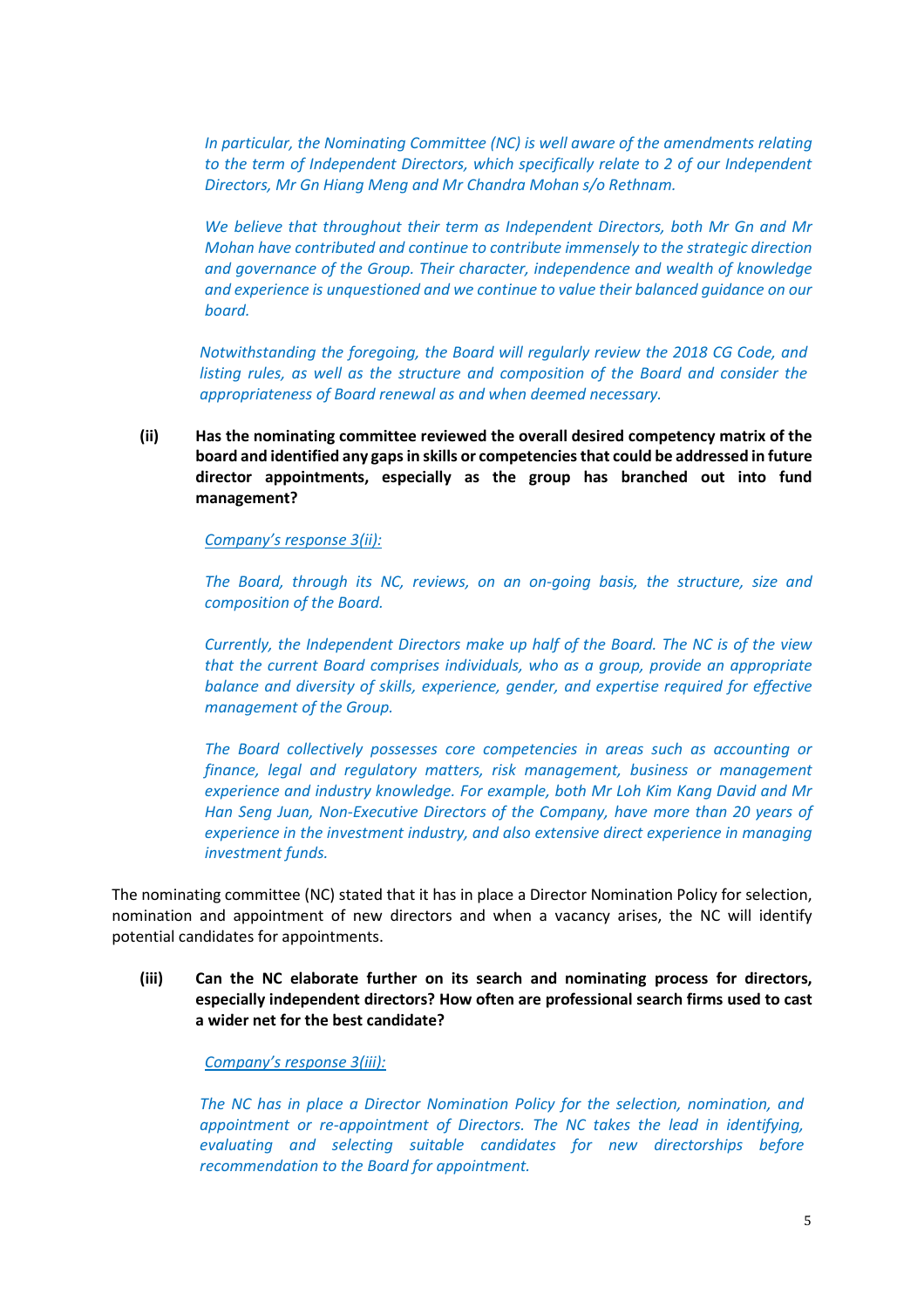*In particular, the Nominating Committee (NC) is well aware of the amendments relating to the term of Independent Directors, which specifically relate to 2 of our Independent Directors, Mr Gn Hiang Meng and Mr Chandra Mohan s/o Rethnam.*

*We believe that throughout their term as Independent Directors, both Mr Gn and Mr Mohan have contributed and continue to contribute immensely to the strategic direction and governance of the Group. Their character, independence and wealth of knowledge and experience is unquestioned and we continue to value their balanced guidance on our board.*

*Notwithstanding the foregoing, the Board will regularly review the 2018 CG Code, and listing rules, as well as the structure and composition of the Board and consider the appropriateness of Board renewal as and when deemed necessary.*

**(ii) Has the nominating committee reviewed the overall desired competency matrix of the board and identified any gaps in skills or competencies that could be addressed in future director appointments, especially as the group has branched out into fund management?**

*Company's response 3(ii):*

*The Board, through its NC, reviews, on an on-going basis, the structure, size and composition of the Board.*

*Currently, the Independent Directors make up half of the Board. The NC is of the view that the current Board comprises individuals, who as a group, provide an appropriate balance and diversity of skills, experience, gender, and expertise required for effective management of the Group.*

*The Board collectively possesses core competencies in areas such as accounting or finance, legal and regulatory matters, risk management, business or management experience and industry knowledge. For example, both Mr Loh Kim Kang David and Mr Han Seng Juan, Non-Executive Directors of the Company, have more than 20 years of experience in the investment industry, and also extensive direct experience in managing investment funds.*

The nominating committee (NC) stated that it has in place a Director Nomination Policy for selection, nomination and appointment of new directors and when a vacancy arises, the NC will identify potential candidates for appointments.

**(iii) Can the NC elaborate further on its search and nominating process for directors, especially independent directors? How often are professional search firms used to cast a wider net for the best candidate?**

*Company's response 3(iii):*

*The NC has in place a Director Nomination Policy for the selection, nomination, and appointment or re-appointment of Directors. The NC takes the lead in identifying, evaluating and selecting suitable candidates for new directorships before recommendation to the Board for appointment.*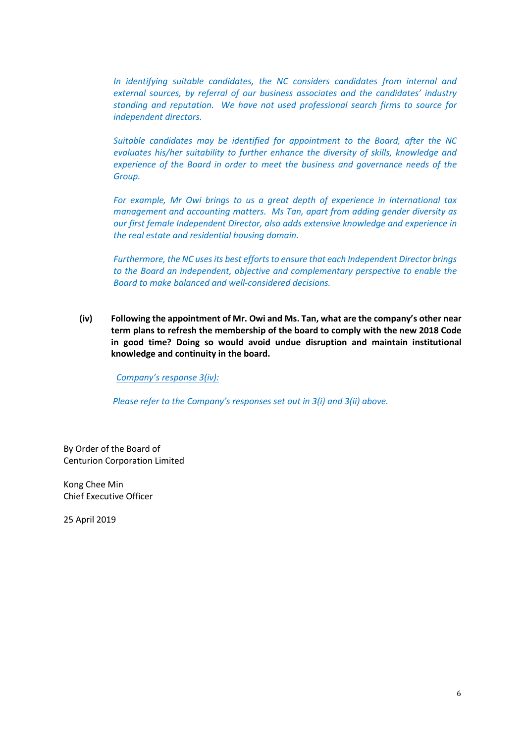*In identifying suitable candidates, the NC considers candidates from internal and external sources, by referral of our business associates and the candidates' industry standing and reputation. We have not used professional search firms to source for independent directors.*

*Suitable candidates may be identified for appointment to the Board, after the NC evaluates his/her suitability to further enhance the diversity of skills, knowledge and experience of the Board in order to meet the business and governance needs of the Group.*

*For example, Mr Owi brings to us a great depth of experience in international tax management and accounting matters. Ms Tan, apart from adding gender diversity as our first female Independent Director, also adds extensive knowledge and experience in the real estate and residential housing domain.*

*Furthermore, the NC uses its best efforts to ensure that each Independent Director brings to the Board an independent, objective and complementary perspective to enable the Board to make balanced and well-considered decisions.*

**(iv) Following the appointment of Mr. Owi and Ms. Tan, what are the company's other near term plans to refresh the membership of the board to comply with the new 2018 Code in good time? Doing so would avoid undue disruption and maintain institutional knowledge and continuity in the board.**

*Company's response 3(iv):*

*Please refer to the Company's responses set out in 3(i) and 3(ii) above.*

By Order of the Board of
Centurion Corporation Limited

Kong Chee Min
Chief Executive Officer

25 April 2019